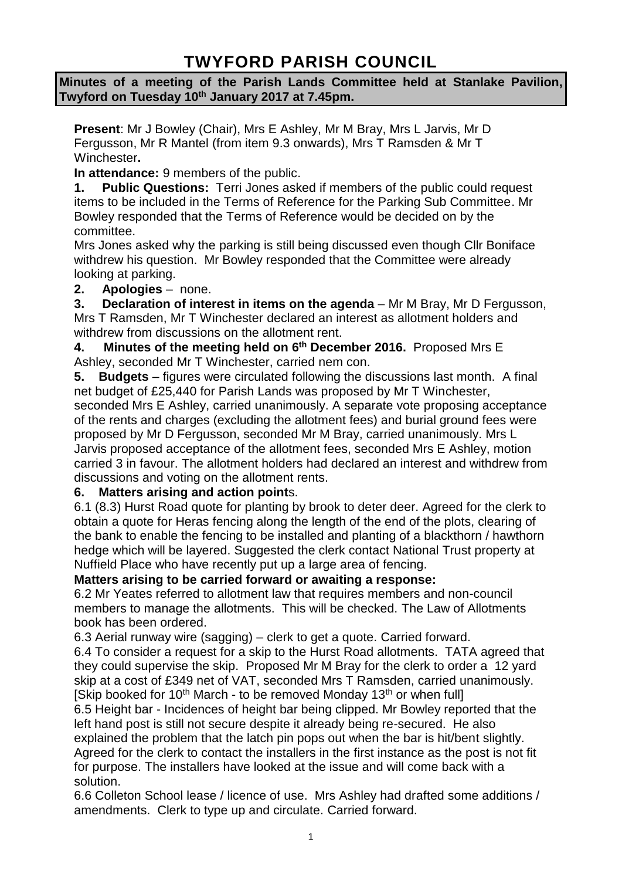# TWYFORD PARISH COUNCIL

**Minutes of a meeting of the Parish Lands Committee held at Stanlake Pavilion, Twyford on Tuesday 10th January 2017 at 7.45pm.**

**Present**: Mr J Bowley (Chair), Mrs E Ashley, Mr M Bray, Mrs L Jarvis, Mr D Fergusson, Mr R Mantel (from item 9.3 onwards), Mrs T Ramsden & Mr T Winchester**.**

**In attendance:** 9 members of the public.

**1. Public Questions:** Terri Jones asked if members of the public could request items to be included in the Terms of Reference for the Parking Sub Committee. Mr Bowley responded that the Terms of Reference would be decided on by the committee.

Mrs Jones asked why the parking is still being discussed even though Cllr Boniface withdrew his question. Mr Bowley responded that the Committee were already looking at parking.

**2. Apologies** – none.

**3. Declaration of interest in items on the agenda** – Mr M Bray, Mr D Fergusson, Mrs T Ramsden, Mr T Winchester declared an interest as allotment holders and withdrew from discussions on the allotment rent.

**4. Minutes of the meeting held on 6th December 2016.** Proposed Mrs E Ashley, seconded Mr T Winchester, carried nem con.

**5. Budgets** – figures were circulated following the discussions last month. A final net budget of £25,440 for Parish Lands was proposed by Mr T Winchester, seconded Mrs E Ashley, carried unanimously. A separate vote proposing acceptance of the rents and charges (excluding the allotment fees) and burial ground fees were proposed by Mr D Fergusson, seconded Mr M Bray, carried unanimously. Mrs L Jarvis proposed acceptance of the allotment fees, seconded Mrs E Ashley, motion carried 3 in favour. The allotment holders had declared an interest and withdrew from discussions and voting on the allotment rents.

**6. Matters arising and action point**s.

6.1 (8.3) Hurst Road quote for planting by brook to deter deer. Agreed for the clerk to obtain a quote for Heras fencing along the length of the end of the plots, clearing of the bank to enable the fencing to be installed and planting of a blackthorn / hawthorn hedge which will be layered. Suggested the clerk contact National Trust property at Nuffield Place who have recently put up a large area of fencing.

**Matters arising to be carried forward or awaiting a response:**

6.2 Mr Yeates referred to allotment law that requires members and non-council members to manage the allotments. This will be checked. The Law of Allotments book has been ordered.

6.3 Aerial runway wire (sagging) – clerk to get a quote. Carried forward.

6.4 To consider a request for a skip to the Hurst Road allotments. TATA agreed that they could supervise the skip. Proposed Mr M Bray for the clerk to order a 12 yard skip at a cost of £349 net of VAT, seconded Mrs T Ramsden, carried unanimously. [Skip booked for 10th March - to be removed Monday 13th or when full]

6.5 Height bar - Incidences of height bar being clipped. Mr Bowley reported that the left hand post is still not secure despite it already being re-secured. He also explained the problem that the latch pin pops out when the bar is hit/bent slightly. Agreed for the clerk to contact the installers in the first instance as the post is not fit for purpose. The installers have looked at the issue and will come back with a solution.

6.6 Colleton School lease / licence of use. Mrs Ashley had drafted some additions / amendments. Clerk to type up and circulate. Carried forward.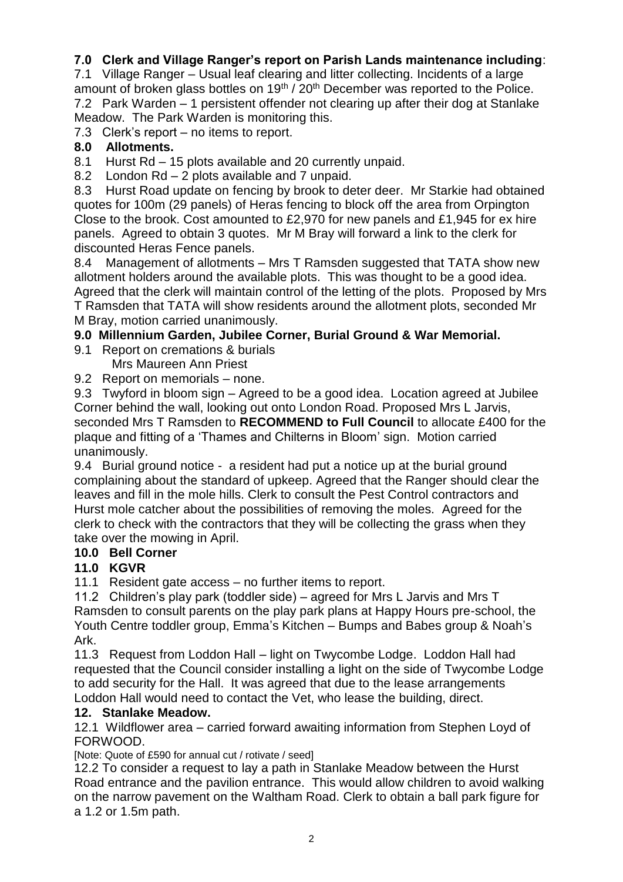**7.0 Clerk and Village Ranger's report on Parish Lands maintenance including**:

7.1 Village Ranger – Usual leaf clearing and litter collecting. Incidents of a large amount of broken glass bottles on 19th / 20th December was reported to the Police.

7.2 Park Warden – 1 persistent offender not clearing up after their dog at Stanlake Meadow. The Park Warden is monitoring this.

7.3 Clerk's report – no items to report.

**8.0 Allotments.**

8.1 Hurst Rd – 15 plots available and 20 currently unpaid.

8.2 London Rd – 2 plots available and 7 unpaid.

8.3 Hurst Road update on fencing by brook to deter deer. Mr Starkie had obtained quotes for 100m (29 panels) of Heras fencing to block off the area from Orpington Close to the brook. Cost amounted to £2,970 for new panels and £1,945 for ex hire panels. Agreed to obtain 3 quotes. Mr M Bray will forward a link to the clerk for discounted Heras Fence panels.

8.4 Management of allotments – Mrs T Ramsden suggested that TATA show new allotment holders around the available plots. This was thought to be a good idea. Agreed that the clerk will maintain control of the letting of the plots. Proposed by Mrs T Ramsden that TATA will show residents around the allotment plots, seconded Mr M Bray, motion carried unanimously.

**9.0 Millennium Garden, Jubilee Corner, Burial Ground & War Memorial.**

9.1 Report on cremations & burials
    Mrs Maureen Ann Priest

9.2 Report on memorials – none.

9.3 Twyford in bloom sign – Agreed to be a good idea. Location agreed at Jubilee Corner behind the wall, looking out onto London Road. Proposed Mrs L Jarvis, seconded Mrs T Ramsden to **RECOMMEND to Full Council** to allocate £400 for the plaque and fitting of a 'Thames and Chilterns in Bloom' sign. Motion carried unanimously.

9.4 Burial ground notice - a resident had put a notice up at the burial ground complaining about the standard of upkeep. Agreed that the Ranger should clear the leaves and fill in the mole hills. Clerk to consult the Pest Control contractors and Hurst mole catcher about the possibilities of removing the moles. Agreed for the clerk to check with the contractors that they will be collecting the grass when they take over the mowing in April.

**10.0 Bell Corner**

**11.0 KGVR**

11.1 Resident gate access – no further items to report.

11.2 Children's play park (toddler side) – agreed for Mrs L Jarvis and Mrs T Ramsden to consult parents on the play park plans at Happy Hours pre-school, the Youth Centre toddler group, Emma's Kitchen – Bumps and Babes group & Noah's Ark.

11.3 Request from Loddon Hall – light on Twycombe Lodge. Loddon Hall had requested that the Council consider installing a light on the side of Twycombe Lodge to add security for the Hall. It was agreed that due to the lease arrangements Loddon Hall would need to contact the Vet, who lease the building, direct.

**12. Stanlake Meadow.**

12.1 Wildflower area – carried forward awaiting information from Stephen Loyd of FORWOOD.

[Note: Quote of £590 for annual cut / rotivate / seed]

12.2 To consider a request to lay a path in Stanlake Meadow between the Hurst Road entrance and the pavilion entrance. This would allow children to avoid walking on the narrow pavement on the Waltham Road. Clerk to obtain a ball park figure for a 1.2 or 1.5m path.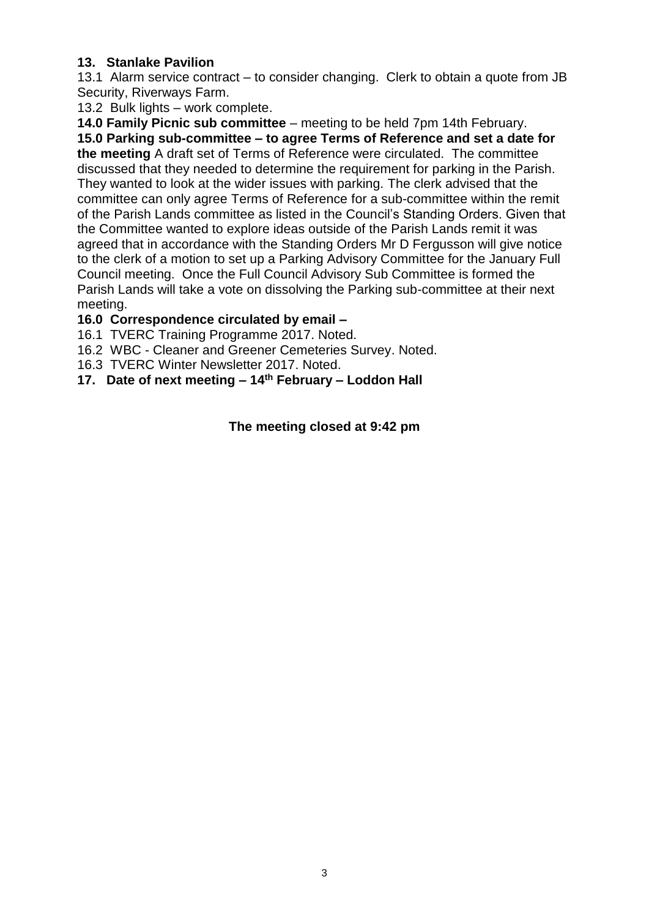**13. Stanlake Pavilion**

13.1 Alarm service contract – to consider changing. Clerk to obtain a quote from JB Security, Riverways Farm.

13.2 Bulk lights – work complete.

**14.0 Family Picnic sub committee** – meeting to be held 7pm 14th February.

**15.0 Parking sub-committee – to agree Terms of Reference and set a date for the meeting** A draft set of Terms of Reference were circulated. The committee discussed that they needed to determine the requirement for parking in the Parish. They wanted to look at the wider issues with parking. The clerk advised that the committee can only agree Terms of Reference for a sub-committee within the remit of the Parish Lands committee as listed in the Council's Standing Orders. Given that the Committee wanted to explore ideas outside of the Parish Lands remit it was agreed that in accordance with the Standing Orders Mr D Fergusson will give notice to the clerk of a motion to set up a Parking Advisory Committee for the January Full Council meeting. Once the Full Council Advisory Sub Committee is formed the Parish Lands will take a vote on dissolving the Parking sub-committee at their next meeting.

**16.0 Correspondence circulated by email –**

16.1 TVERC Training Programme 2017. Noted.

16.2 WBC - Cleaner and Greener Cemeteries Survey. Noted.

16.3 TVERC Winter Newsletter 2017. Noted.

**17. Date of next meeting – 14th February – Loddon Hall**

**The meeting closed at 9:42 pm**